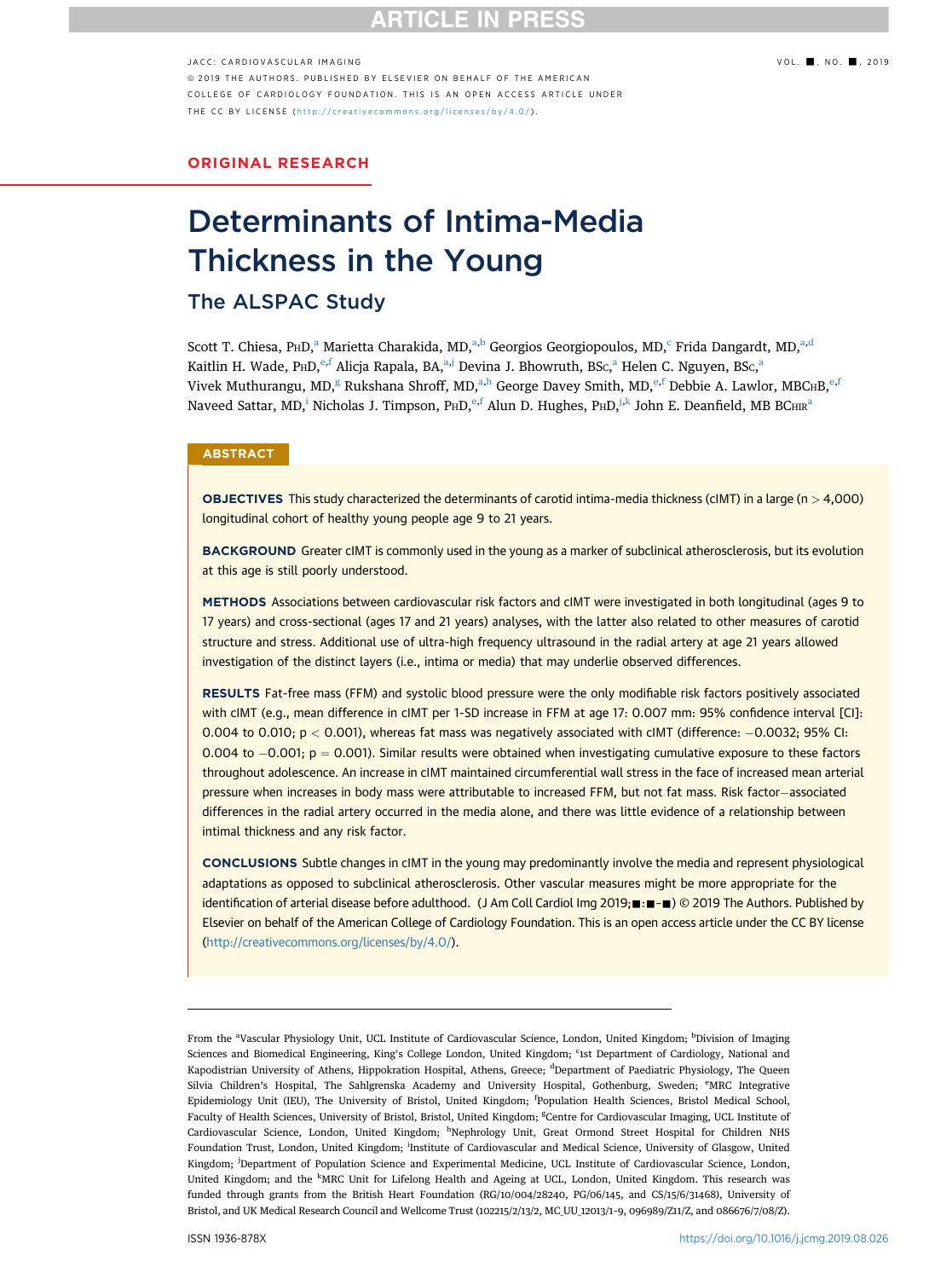ARTICLE IN PRESS

ORIGINAL RESEARCH

# Determinants of Intima-Media Thickness in the Young

## The ALSPAC Study

Scott T. Chiesa, PhD,[a] Marietta Charakida, MD,[a,b] Georgios Georgiopoulos, MD,[c] Frida Dangardt, MD,[a,d] Kaitlin H. Wade, PhD,[e,f] Alicja Rapala, BA,[a,j] Devina J. Bhowruth, BSc,[a] Helen C. Nguyen, BSc,[a] Vivek Muthurangu, MD,[g] Rukshana Shroff, MD,[a,h] George Davey Smith, MD,[e,f] Debbie A. Lawlor, MBChB,[e,f] Naveed Sattar, MD,[i] Nicholas J. Timpson, PhD,[e,f] Alun D. Hughes, PhD,[j,k] John E. Deanfield, MB BChir[a]

## ABSTRACT

**OBJECTIVES** This study characterized the determinants of carotid intima-media thickness (cIMT) in a large (n > 4,000) longitudinal cohort of healthy young people age 9 to 21 years.

**BACKGROUND** Greater cIMT is commonly used in the young as a marker of subclinical atherosclerosis, but its evolution at this age is still poorly understood.

**METHODS** Associations between cardiovascular risk factors and cIMT were investigated in both longitudinal (ages 9 to 17 years) and cross-sectional (ages 17 and 21 years) analyses, with the latter also related to other measures of carotid structure and stress. Additional use of ultra-high frequency ultrasound in the radial artery at age 21 years allowed investigation of the distinct layers (i.e., intima or media) that may underlie observed differences.

**RESULTS** Fat-free mass (FFM) and systolic blood pressure were the only modifiable risk factors positively associated with cIMT (e.g., mean difference in cIMT per 1-SD increase in FFM at age 17: 0.007 mm: 95% confidence interval [CI]: 0.004 to 0.010; $p < 0.001$), whereas fat mass was negatively associated with cIMT (difference: −0.0032; 95% CI: 0.004 to −0.001; $p = 0.001$). Similar results were obtained when investigating cumulative exposure to these factors throughout adolescence. An increase in cIMT maintained circumferential wall stress in the face of increased mean arterial pressure when increases in body mass were attributable to increased FFM, but not fat mass. Risk factor–associated differences in the radial artery occurred in the media alone, and there was little evidence of a relationship between intimal thickness and any risk factor.

**CONCLUSIONS** Subtle changes in cIMT in the young may predominantly involve the media and represent physiological adaptations as opposed to subclinical atherosclerosis. Other vascular measures might be more appropriate for the identification of arterial disease before adulthood. (J Am Coll Cardiol Img 2019;■:■–■) © 2019 The Authors. Published by Elsevier on behalf of the American College of Cardiology Foundation. This is an open access article under the CC BY license (http://creativecommons.org/licenses/by/4.0/).

---

From the [a]Vascular Physiology Unit, UCL Institute of Cardiovascular Science, London, United Kingdom; [b]Division of Imaging Sciences and Biomedical Engineering, King's College London, United Kingdom; [c]1st Department of Cardiology, National and Kapodistrian University of Athens, Hippokration Hospital, Athens, Greece; [d]Department of Paediatric Physiology, The Queen Silvia Children's Hospital, The Sahlgrenska Academy and University Hospital, Gothenburg, Sweden; [e]MRC Integrative Epidemiology Unit (IEU), The University of Bristol, United Kingdom; [f]Population Health Sciences, Bristol Medical School, Faculty of Health Sciences, University of Bristol, Bristol, United Kingdom; [g]Centre for Cardiovascular Imaging, UCL Institute of Cardiovascular Science, London, United Kingdom; [h]Nephrology Unit, Great Ormond Street Hospital for Children NHS Foundation Trust, London, United Kingdom; [i]Institute of Cardiovascular and Medical Science, University of Glasgow, United Kingdom; [j]Department of Population Science and Experimental Medicine, UCL Institute of Cardiovascular Science, London, United Kingdom; and the [k]MRC Unit for Lifelong Health and Ageing at UCL, London, United Kingdom. This research was funded through grants from the British Heart Foundation (RG/10/004/28240, PG/06/145, and CS/15/6/31468), University of Bristol, and UK Medical Research Council and Wellcome Trust (102215/2/13/2, MC_UU_12013/1-9, 096989/Z11/Z, and 086676/7/08/Z).

ISSN 1936-878X https://doi.org/10.1016/j.jcmg.2019.08.026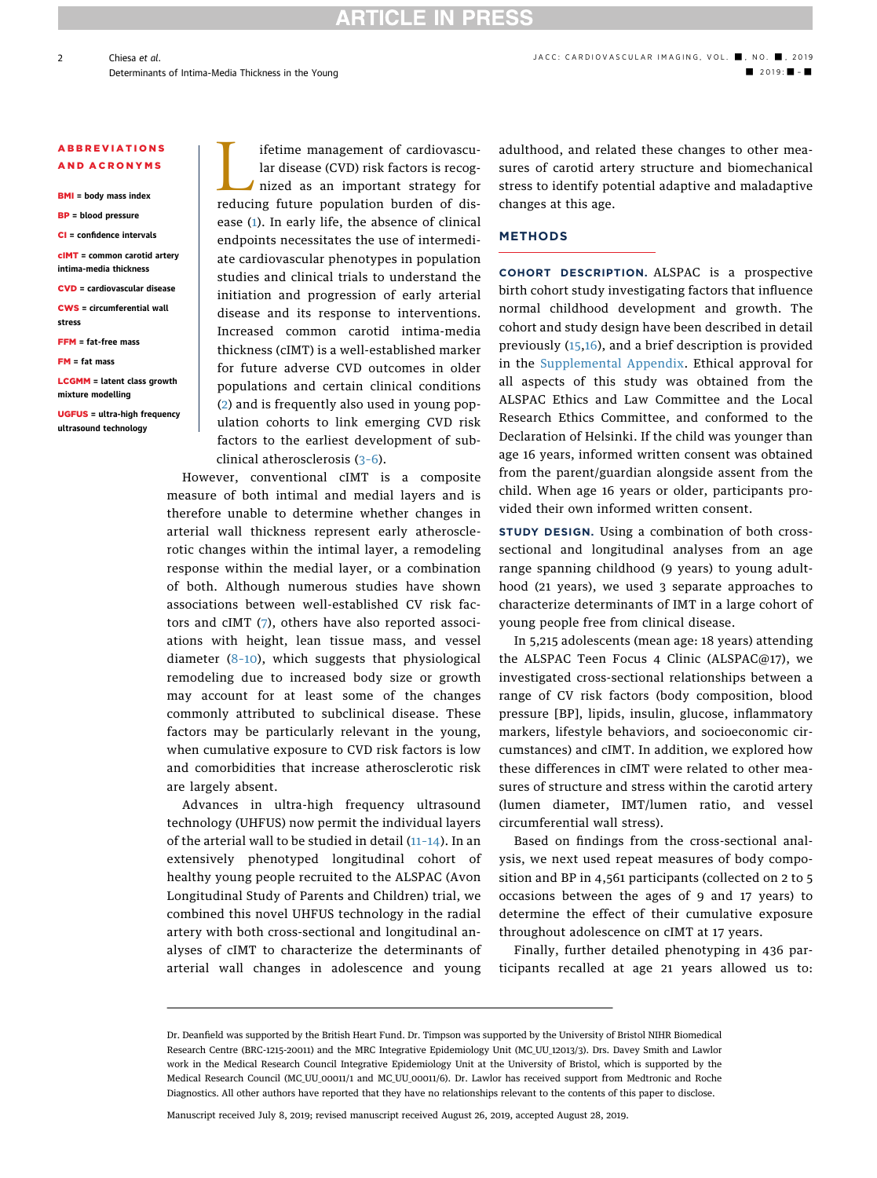**ABBREVIATIONS AND ACRONYMS**

**BMI** = body mass index

**BP** = blood pressure

**CI** = confidence intervals

**cIMT** = common carotid artery intima-media thickness

**CVD** = cardiovascular disease

**CWS** = circumferential wall stress

**FFM** = fat-free mass

**FM** = fat mass

**LCGMM** = latent class growth mixture modelling

**UGFUS** = ultra-high frequency ultrasound technology

Lifetime management of cardiovascular disease (CVD) risk factors is recognized as an important strategy for reducing future population burden of disease (1). In early life, the absence of clinical endpoints necessitates the use of intermediate cardiovascular phenotypes in population studies and clinical trials to understand the initiation and progression of early arterial disease and its response to interventions. Increased common carotid intima-media thickness (cIMT) is a well-established marker for future adverse CVD outcomes in older populations and certain clinical conditions (2) and is frequently also used in young population cohorts to link emerging CVD risk factors to the earliest development of subclinical atherosclerosis (3-6).

However, conventional cIMT is a composite measure of both intimal and medial layers and is therefore unable to determine whether changes in arterial wall thickness represent early atherosclerotic changes within the intimal layer, a remodeling response within the medial layer, or a combination of both. Although numerous studies have shown associations between well-established CV risk factors and cIMT (7), others have also reported associations with height, lean tissue mass, and vessel diameter (8-10), which suggests that physiological remodeling due to increased body size or growth may account for at least some of the changes commonly attributed to subclinical disease. These factors may be particularly relevant in the young, when cumulative exposure to CVD risk factors is low and comorbidities that increase atherosclerotic risk are largely absent.

Advances in ultra-high frequency ultrasound technology (UHFUS) now permit the individual layers of the arterial wall to be studied in detail (11-14). In an extensively phenotyped longitudinal cohort of healthy young people recruited to the ALSPAC (Avon Longitudinal Study of Parents and Children) trial, we combined this novel UHFUS technology in the radial artery with both cross-sectional and longitudinal analyses of cIMT to characterize the determinants of arterial wall changes in adolescence and young adulthood, and related these changes to other measures of carotid artery structure and biomechanical stress to identify potential adaptive and maladaptive changes at this age.

## METHODS

**COHORT DESCRIPTION.** ALSPAC is a prospective birth cohort study investigating factors that influence normal childhood development and growth. The cohort and study design have been described in detail previously (15,16), and a brief description is provided in the Supplemental Appendix. Ethical approval for all aspects of this study was obtained from the ALSPAC Ethics and Law Committee and the Local Research Ethics Committee, and conformed to the Declaration of Helsinki. If the child was younger than age 16 years, informed written consent was obtained from the parent/guardian alongside assent from the child. When age 16 years or older, participants provided their own informed written consent.

**STUDY DESIGN.** Using a combination of both cross-sectional and longitudinal analyses from an age range spanning childhood (9 years) to young adulthood (21 years), we used 3 separate approaches to characterize determinants of IMT in a large cohort of young people free from clinical disease.

In 5,215 adolescents (mean age: 18 years) attending the ALSPAC Teen Focus 4 Clinic (ALSPAC@17), we investigated cross-sectional relationships between a range of CV risk factors (body composition, blood pressure [BP], lipids, insulin, glucose, inflammatory markers, lifestyle behaviors, and socioeconomic circumstances) and cIMT. In addition, we explored how these differences in cIMT were related to other measures of structure and stress within the carotid artery (lumen diameter, IMT/lumen ratio, and vessel circumferential wall stress).

Based on findings from the cross-sectional analysis, we next used repeat measures of body composition and BP in 4,561 participants (collected on 2 to 5 occasions between the ages of 9 and 17 years) to determine the effect of their cumulative exposure throughout adolescence on cIMT at 17 years.

Finally, further detailed phenotyping in 436 participants recalled at age 21 years allowed us to:

Dr. Deanfield was supported by the British Heart Fund. Dr. Timpson was supported by the University of Bristol NIHR Biomedical Research Centre (BRC-1215-20011) and the MRC Integrative Epidemiology Unit (MC_UU_12013/3). Drs. Davey Smith and Lawlor work in the Medical Research Council Integrative Epidemiology Unit at the University of Bristol, which is supported by the Medical Research Council (MC_UU_00011/1 and MC_UU_00011/6). Dr. Lawlor has received support from Medtronic and Roche Diagnostics. All other authors have reported that they have no relationships relevant to the contents of this paper to disclose.

Manuscript received July 8, 2019; revised manuscript received August 26, 2019, accepted August 28, 2019.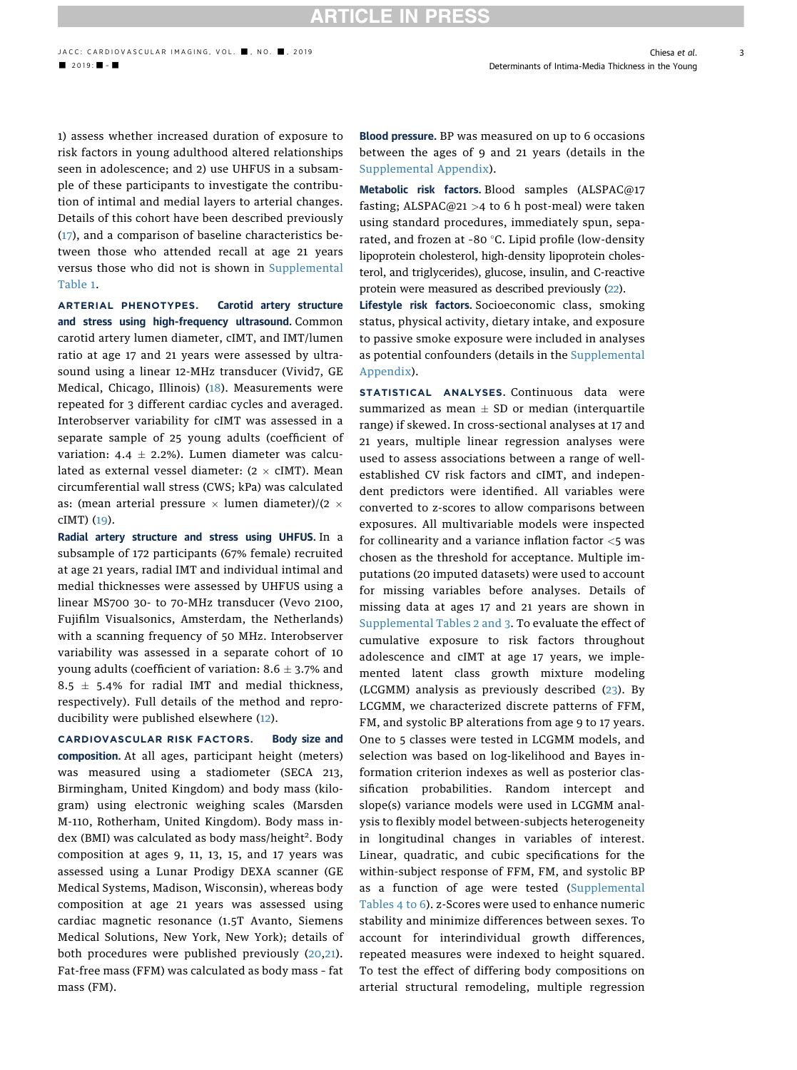1) assess whether increased duration of exposure to risk factors in young adulthood altered relationships seen in adolescence; and 2) use UHFUS in a subsample of these participants to investigate the contribution of intimal and medial layers to arterial changes. Details of this cohort have been described previously (17), and a comparison of baseline characteristics between those who attended recall at age 21 years versus those who did not is shown in Supplemental Table 1.

**ARTERIAL PHENOTYPES.** **Carotid artery structure and stress using high-frequency ultrasound.** Common carotid artery lumen diameter, cIMT, and IMT/lumen ratio at age 17 and 21 years were assessed by ultrasound using a linear 12-MHz transducer (Vivid7, GE Medical, Chicago, Illinois) (18). Measurements were repeated for 3 different cardiac cycles and averaged. Interobserver variability for cIMT was assessed in a separate sample of 25 young adults (coefficient of variation: 4.4 ± 2.2%). Lumen diameter was calculated as external vessel diameter: (2 × cIMT). Mean circumferential wall stress (CWS; kPa) was calculated as: (mean arterial pressure × lumen diameter)/(2 × cIMT) (19).

**Radial artery structure and stress using UHFUS.** In a subsample of 172 participants (67% female) recruited at age 21 years, radial IMT and individual intimal and medial thicknesses were assessed by UHFUS using a linear MS700 30- to 70-MHz transducer (Vevo 2100, Fujifilm Visualsonics, Amsterdam, the Netherlands) with a scanning frequency of 50 MHz. Interobserver variability was assessed in a separate cohort of 10 young adults (coefficient of variation: 8.6 ± 3.7% and 8.5 ± 5.4% for radial IMT and medial thickness, respectively). Full details of the method and reproducibility were published elsewhere (12).

**CARDIOVASCULAR RISK FACTORS.** **Body size and composition.** At all ages, participant height (meters) was measured using a stadiometer (SECA 213, Birmingham, United Kingdom) and body mass (kilogram) using electronic weighing scales (Marsden M-110, Rotherham, United Kingdom). Body mass index (BMI) was calculated as body mass/height². Body composition at ages 9, 11, 13, 15, and 17 years was assessed using a Lunar Prodigy DEXA scanner (GE Medical Systems, Madison, Wisconsin), whereas body composition at age 21 years was assessed using cardiac magnetic resonance (1.5T Avanto, Siemens Medical Solutions, New York, New York); details of both procedures were published previously (20,21). Fat-free mass (FFM) was calculated as body mass - fat mass (FM).

**Blood pressure.** BP was measured on up to 6 occasions between the ages of 9 and 21 years (details in the Supplemental Appendix).

**Metabolic risk factors.** Blood samples (ALSPAC@17 fasting; ALSPAC@21 >4 to 6 h post-meal) were taken using standard procedures, immediately spun, separated, and frozen at -80 °C. Lipid profile (low-density lipoprotein cholesterol, high-density lipoprotein cholesterol, and triglycerides), glucose, insulin, and C-reactive protein were measured as described previously (22).

**Lifestyle risk factors.** Socioeconomic class, smoking status, physical activity, dietary intake, and exposure to passive smoke exposure were included in analyses as potential confounders (details in the Supplemental Appendix).

**STATISTICAL ANALYSES.** Continuous data were summarized as mean ± SD or median (interquartile range) if skewed. In cross-sectional analyses at 17 and 21 years, multiple linear regression analyses were used to assess associations between a range of well-established CV risk factors and cIMT, and independent predictors were identified. All variables were converted to z-scores to allow comparisons between exposures. All multivariable models were inspected for collinearity and a variance inflation factor <5 was chosen as the threshold for acceptance. Multiple imputations (20 imputed datasets) were used to account for missing variables before analyses. Details of missing data at ages 17 and 21 years are shown in Supplemental Tables 2 and 3. To evaluate the effect of cumulative exposure to risk factors throughout adolescence and cIMT at age 17 years, we implemented latent class growth mixture modeling (LCGMM) analysis as previously described (23). By LCGMM, we characterized discrete patterns of FFM, FM, and systolic BP alterations from age 9 to 17 years. One to 5 classes were tested in LCGMM models, and selection was based on log-likelihood and Bayes information criterion indexes as well as posterior classification probabilities. Random intercept and slope(s) variance models were used in LCGMM analysis to flexibly model between-subjects heterogeneity in longitudinal changes in variables of interest. Linear, quadratic, and cubic specifications for the within-subject response of FFM, FM, and systolic BP as a function of age were tested (Supplemental Tables 4 to 6). z-Scores were used to enhance numeric stability and minimize differences between sexes. To account for interindividual growth differences, repeated measures were indexed to height squared. To test the effect of differing body compositions on arterial structural remodeling, multiple regression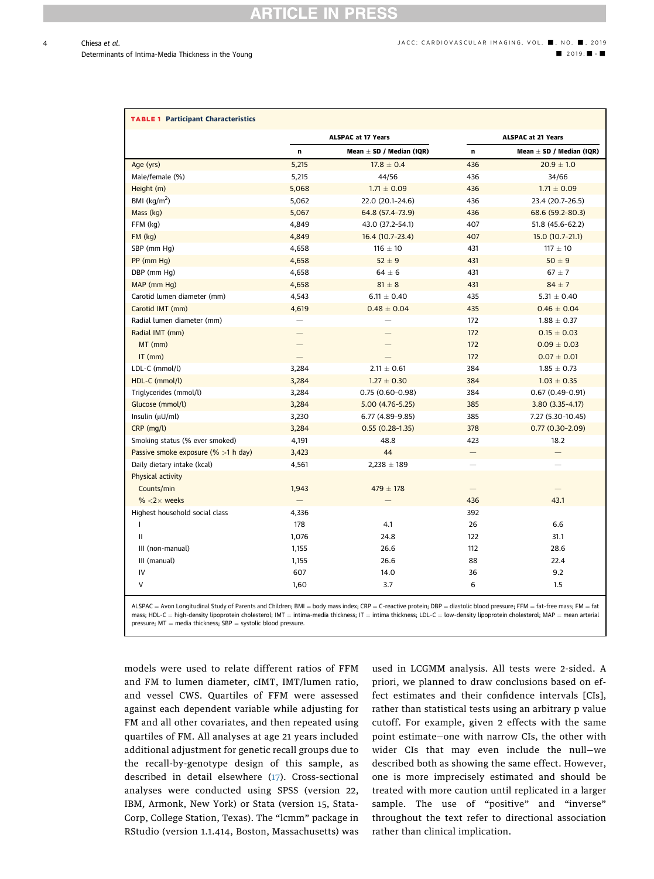**TABLE 1 Participant Characteristics**

| | ALSPAC at 17 Years | | ALSPAC at 21 Years | |
|---|---|---|---|---|
| | n | Mean ± SD / Median (IQR) | n | Mean ± SD / Median (IQR) |
| Age (yrs) | 5,215 | 17.8 ± 0.4 | 436 | 20.9 ± 1.0 |
| Male/female (%) | 5,215 | 44/56 | 436 | 34/66 |
| Height (m) | 5,068 | 1.71 ± 0.09 | 436 | 1.71 ± 0.09 |
| BMI (kg/m$^2$) | 5,062 | 22.0 (20.1–24.6) | 436 | 23.4 (20.7–26.5) |
| Mass (kg) | 5,067 | 64.8 (57.4–73.9) | 436 | 68.6 (59.2–80.3) |
| FFM (kg) | 4,849 | 43.0 (37.2–54.1) | 407 | 51.8 (45.6–62.2) |
| FM (kg) | 4,849 | 16.4 (10.7–23.4) | 407 | 15.0 (10.7–21.1) |
| SBP (mm Hg) | 4,658 | 116 ± 10 | 431 | 117 ± 10 |
| PP (mm Hg) | 4,658 | 52 ± 9 | 431 | 50 ± 9 |
| DBP (mm Hg) | 4,658 | 64 ± 6 | 431 | 67 ± 7 |
| MAP (mm Hg) | 4,658 | 81 ± 8 | 431 | 84 ± 7 |
| Carotid lumen diameter (mm) | 4,543 | 6.11 ± 0.40 | 435 | 5.31 ± 0.40 |
| Carotid IMT (mm) | 4,619 | 0.48 ± 0.04 | 435 | 0.46 ± 0.04 |
| Radial lumen diameter (mm) | — | — | 172 | 1.88 ± 0.37 |
| Radial IMT (mm) | — | — | 172 | 0.15 ± 0.03 |
| MT (mm) | — | — | 172 | 0.09 ± 0.03 |
| IT (mm) | — | — | 172 | 0.07 ± 0.01 |
| LDL-C (mmol/l) | 3,284 | 2.11 ± 0.61 | 384 | 1.85 ± 0.73 |
| HDL-C (mmol/l) | 3,284 | 1.27 ± 0.30 | 384 | 1.03 ± 0.35 |
| Triglycerides (mmol/l) | 3,284 | 0.75 (0.60–0.98) | 384 | 0.67 (0.49–0.91) |
| Glucose (mmol/l) | 3,284 | 5.00 (4.76–5.25) | 385 | 3.80 (3.35–4.17) |
| Insulin (μU/ml) | 3,230 | 6.77 (4.89–9.85) | 385 | 7.27 (5.30–10.45) |
| CRP (mg/l) | 3,284 | 0.55 (0.28–1.35) | 378 | 0.77 (0.30–2.09) |
| Smoking status (% ever smoked) | 4,191 | 48.8 | 423 | 18.2 |
| Passive smoke exposure (% >1 h day) | 3,423 | 44 | — | — |
| Daily dietary intake (kcal) | 4,561 | 2,238 ± 189 | — | — |
| Physical activity | | | | |
| Counts/min | 1,943 | 479 ± 178 | — | — |
| % <2× weeks | — | — | 436 | 43.1 |
| Highest household social class | 4,336 | | 392 | |
| I | 178 | 4.1 | 26 | 6.6 |
| II | 1,076 | 24.8 | 122 | 31.1 |
| III (non-manual) | 1,155 | 26.6 | 112 | 28.6 |
| III (manual) | 1,155 | 26.6 | 88 | 22.4 |
| IV | 607 | 14.0 | 36 | 9.2 |
| V | 1,60 | 3.7 | 6 | 1.5 |

ALSPAC = Avon Longitudinal Study of Parents and Children; BMI = body mass index; CRP = C-reactive protein; DBP = diastolic blood pressure; FFM = fat-free mass; FM = fat mass; HDL-C = high-density lipoprotein cholesterol; IMT = intima-media thickness; IT = intima thickness; LDL-C = low-density lipoprotein cholesterol; MAP = mean arterial pressure; MT = media thickness; SBP = systolic blood pressure.

models were used to relate different ratios of FFM and FM to lumen diameter, cIMT, IMT/lumen ratio, and vessel CWS. Quartiles of FFM were assessed against each dependent variable while adjusting for FM and all other covariates, and then repeated using quartiles of FM. All analyses at age 21 years included additional adjustment for genetic recall groups due to the recall-by-genotype design of this sample, as described in detail elsewhere (17). Cross-sectional analyses were conducted using SPSS (version 22, IBM, Armonk, New York) or Stata (version 15, StataCorp, College Station, Texas). The "lcmm" package in RStudio (version 1.1.414, Boston, Massachusetts) was used in LCGMM analysis. All tests were 2-sided. A priori, we planned to draw conclusions based on effect estimates and their confidence intervals [CIs], rather than statistical tests using an arbitrary p value cutoff. For example, given 2 effects with the same point estimate—one with narrow CIs, the other with wider CIs that may even include the null—we described both as showing the same effect. However, one is more imprecisely estimated and should be treated with more caution until replicated in a larger sample. The use of "positive" and "inverse" throughout the text refer to directional association rather than clinical implication.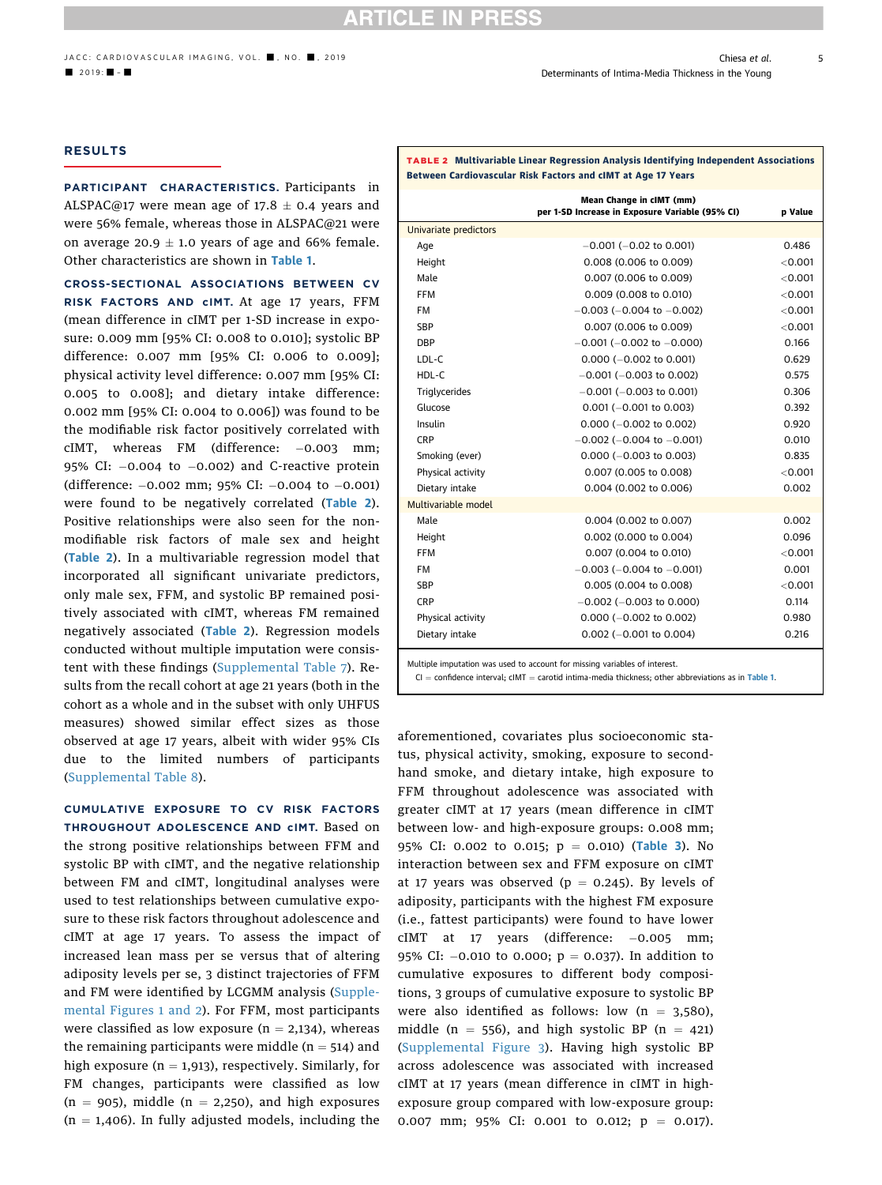## RESULTS

**PARTICIPANT CHARACTERISTICS.** Participants in ALSPAC@17 were mean age of 17.8 ± 0.4 years and were 56% female, whereas those in ALSPAC@21 were on average 20.9 ± 1.0 years of age and 66% female. Other characteristics are shown in Table 1.

**CROSS-SECTIONAL ASSOCIATIONS BETWEEN CV RISK FACTORS AND cIMT.** At age 17 years, FFM (mean difference in cIMT per 1-SD increase in exposure: 0.009 mm [95% CI: 0.008 to 0.010]; systolic BP difference: 0.007 mm [95% CI: 0.006 to 0.009]; physical activity level difference: 0.007 mm [95% CI: 0.005 to 0.008]; and dietary intake difference: 0.002 mm [95% CI: 0.004 to 0.006]) was found to be the modifiable risk factor positively correlated with cIMT, whereas FM (difference: −0.003 mm; 95% CI: −0.004 to −0.002) and C-reactive protein (difference: −0.002 mm; 95% CI: −0.004 to −0.001) were found to be negatively correlated (Table 2). Positive relationships were also seen for the non-modifiable risk factors of male sex and height (Table 2). In a multivariable regression model that incorporated all significant univariate predictors, only male sex, FFM, and systolic BP remained positively associated with cIMT, whereas FM remained negatively associated (Table 2). Regression models conducted without multiple imputation were consistent with these findings (Supplemental Table 7). Results from the recall cohort at age 21 years (both in the cohort as a whole and in the subset with only UHFUS measures) showed similar effect sizes as those observed at age 17 years, albeit with wider 95% CIs due to the limited numbers of participants (Supplemental Table 8).

**TABLE 2** Multivariable Linear Regression Analysis Identifying Independent Associations Between Cardiovascular Risk Factors and cIMT at Age 17 Years

| | Mean Change in cIMT (mm) per 1-SD Increase in Exposure Variable (95% CI) | p Value |
|---|---|---|
| **Univariate predictors** | | |
| Age | −0.001 (−0.02 to 0.001) | 0.486 |
| Height | 0.008 (0.006 to 0.009) | <0.001 |
| Male | 0.007 (0.006 to 0.009) | <0.001 |
| FFM | 0.009 (0.008 to 0.010) | <0.001 |
| FM | −0.003 (−0.004 to −0.002) | <0.001 |
| SBP | 0.007 (0.006 to 0.009) | <0.001 |
| DBP | −0.001 (−0.002 to −0.000) | 0.166 |
| LDL-C | 0.000 (−0.002 to 0.001) | 0.629 |
| HDL-C | −0.001 (−0.003 to 0.002) | 0.575 |
| Triglycerides | −0.001 (−0.003 to 0.001) | 0.306 |
| Glucose | 0.001 (−0.001 to 0.003) | 0.392 |
| Insulin | 0.000 (−0.002 to 0.002) | 0.920 |
| CRP | −0.002 (−0.004 to −0.001) | 0.010 |
| Smoking (ever) | 0.000 (−0.003 to 0.003) | 0.835 |
| Physical activity | 0.007 (0.005 to 0.008) | <0.001 |
| Dietary intake | 0.004 (0.002 to 0.006) | 0.002 |
| **Multivariable model** | | |
| Male | 0.004 (0.002 to 0.007) | 0.002 |
| Height | 0.002 (0.000 to 0.004) | 0.096 |
| FFM | 0.007 (0.004 to 0.010) | <0.001 |
| FM | −0.003 (−0.004 to −0.001) | 0.001 |
| SBP | 0.005 (0.004 to 0.008) | <0.001 |
| CRP | −0.002 (−0.003 to 0.000) | 0.114 |
| Physical activity | 0.000 (−0.002 to 0.002) | 0.980 |
| Dietary intake | 0.002 (−0.001 to 0.004) | 0.216 |

Multiple imputation was used to account for missing variables of interest.
CI = confidence interval; cIMT = carotid intima-media thickness; other abbreviations as in Table 1.

**CUMULATIVE EXPOSURE TO CV RISK FACTORS THROUGHOUT ADOLESCENCE AND cIMT.** Based on the strong positive relationships between FFM and systolic BP with cIMT, and the negative relationship between FM and cIMT, longitudinal analyses were used to test relationships between cumulative exposure to these risk factors throughout adolescence and cIMT at age 17 years. To assess the impact of increased lean mass per se versus that of altering adiposity levels per se, 3 distinct trajectories of FFM and FM were identified by LCGMM analysis (Supplemental Figures 1 and 2). For FFM, most participants were classified as low exposure (n = 2,134), whereas the remaining participants were middle (n = 514) and high exposure (n = 1,913), respectively. Similarly, for FM changes, participants were classified as low (n = 905), middle (n = 2,250), and high exposures (n = 1,406). In fully adjusted models, including the aforementioned, covariates plus socioeconomic status, physical activity, smoking, exposure to second-hand smoke, and dietary intake, high exposure to FFM throughout adolescence was associated with greater cIMT at 17 years (mean difference in cIMT between low- and high-exposure groups: 0.008 mm; 95% CI: 0.002 to 0.015; p = 0.010) (Table 3). No interaction between sex and FFM exposure on cIMT at 17 years was observed (p = 0.245). By levels of adiposity, participants with the highest FM exposure (i.e., fattest participants) were found to have lower cIMT at 17 years (difference: −0.005 mm; 95% CI: −0.010 to 0.000; p = 0.037). In addition to cumulative exposures to different body compositions, 3 groups of cumulative exposure to systolic BP were also identified as follows: low (n = 3,580), middle (n = 556), and high systolic BP (n = 421) (Supplemental Figure 3). Having high systolic BP across adolescence was associated with increased cIMT at 17 years (mean difference in cIMT in high-exposure group compared with low-exposure group: 0.007 mm; 95% CI: 0.001 to 0.012; p = 0.017).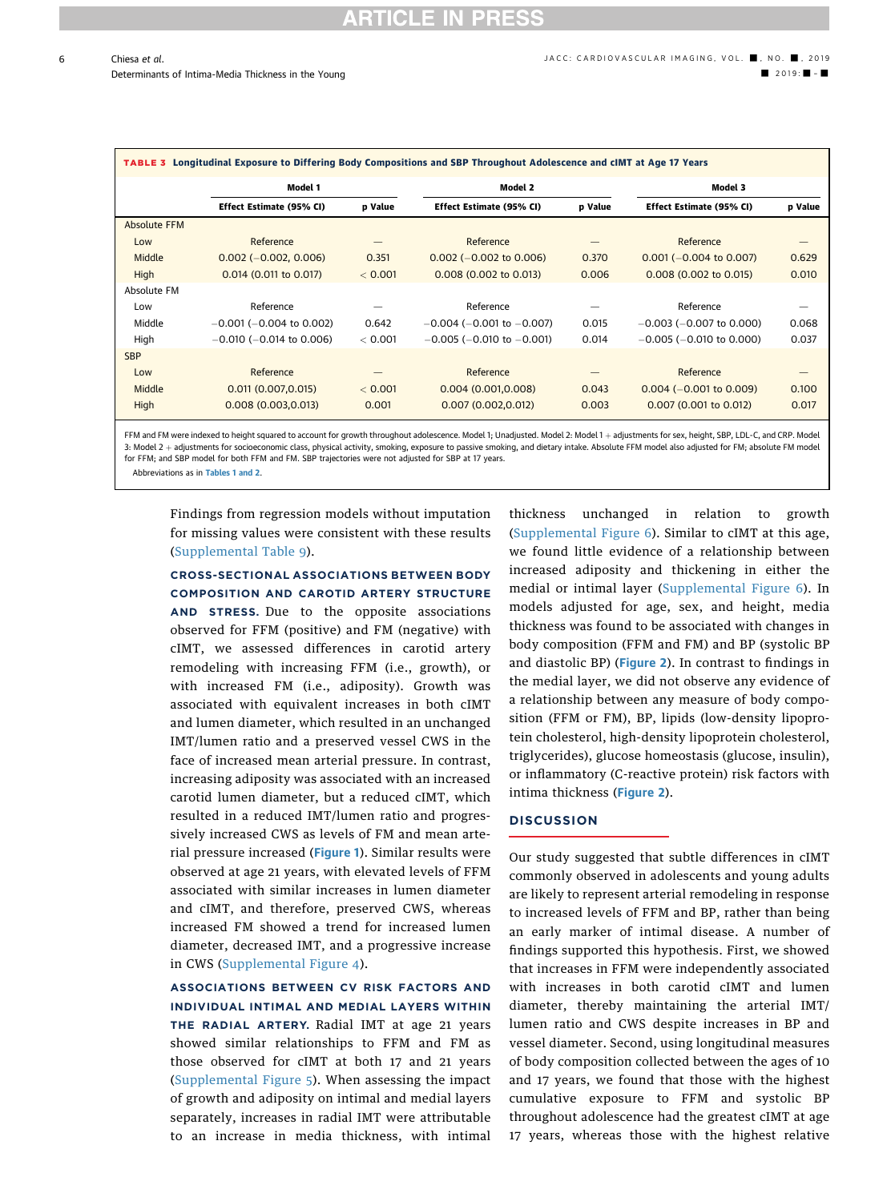**TABLE 3** Longitudinal Exposure to Differing Body Compositions and SBP Throughout Adolescence and cIMT at Age 17 Years

| | Model 1 | | Model 2 | | Model 3 | |
|---|---|---|---|---|---|---|
| | Effect Estimate (95% CI) | p Value | Effect Estimate (95% CI) | p Value | Effect Estimate (95% CI) | p Value |
| Absolute FFM | | | | | | |
| Low | Reference | — | Reference | — | Reference | — |
| Middle | 0.002 (−0.002, 0.006) | 0.351 | 0.002 (−0.002 to 0.006) | 0.370 | 0.001 (−0.004 to 0.007) | 0.629 |
| High | 0.014 (0.011 to 0.017) | < 0.001 | 0.008 (0.002 to 0.013) | 0.006 | 0.008 (0.002 to 0.015) | 0.010 |
| Absolute FM | | | | | | |
| Low | Reference | — | Reference | — | Reference | — |
| Middle | −0.001 (−0.004 to 0.002) | 0.642 | −0.004 (−0.001 to −0.007) | 0.015 | −0.003 (−0.007 to 0.000) | 0.068 |
| High | −0.010 (−0.014 to 0.006) | < 0.001 | −0.005 (−0.010 to −0.001) | 0.014 | −0.005 (−0.010 to 0.000) | 0.037 |
| SBP | | | | | | |
| Low | Reference | — | Reference | — | Reference | — |
| Middle | 0.011 (0.007,0.015) | < 0.001 | 0.004 (0.001,0.008) | 0.043 | 0.004 (−0.001 to 0.009) | 0.100 |
| High | 0.008 (0.003,0.013) | 0.001 | 0.007 (0.002,0.012) | 0.003 | 0.007 (0.001 to 0.012) | 0.017 |

FFM and FM were indexed to height squared to account for growth throughout adolescence. Model 1; Unadjusted. Model 2: Model 1 + adjustments for sex, height, SBP, LDL-C, and CRP. Model 3: Model 2 + adjustments for socioeconomic class, physical activity, smoking, exposure to passive smoking, and dietary intake. Absolute FFM model also adjusted for FM; absolute FM model for FFM; and SBP model for both FFM and FM. SBP trajectories were not adjusted for SBP at 17 years.

Abbreviations as in Tables 1 and 2.

Findings from regression models without imputation for missing values were consistent with these results (Supplemental Table 9).

**CROSS-SECTIONAL ASSOCIATIONS BETWEEN BODY COMPOSITION AND CAROTID ARTERY STRUCTURE AND STRESS.** Due to the opposite associations observed for FFM (positive) and FM (negative) with cIMT, we assessed differences in carotid artery remodeling with increasing FFM (i.e., growth), or with increased FM (i.e., adiposity). Growth was associated with equivalent increases in both cIMT and lumen diameter, which resulted in an unchanged IMT/lumen ratio and a preserved vessel CWS in the face of increased mean arterial pressure. In contrast, increasing adiposity was associated with an increased carotid lumen diameter, but a reduced cIMT, which resulted in a reduced IMT/lumen ratio and progressively increased CWS as levels of FM and mean arterial pressure increased (Figure 1). Similar results were observed at age 21 years, with elevated levels of FFM associated with similar increases in lumen diameter and cIMT, and therefore, preserved CWS, whereas increased FM showed a trend for increased lumen diameter, decreased IMT, and a progressive increase in CWS (Supplemental Figure 4).

**ASSOCIATIONS BETWEEN CV RISK FACTORS AND INDIVIDUAL INTIMAL AND MEDIAL LAYERS WITHIN THE RADIAL ARTERY.** Radial IMT at age 21 years showed similar relationships to FFM and FM as those observed for cIMT at both 17 and 21 years (Supplemental Figure 5). When assessing the impact of growth and adiposity on intimal and medial layers separately, increases in radial IMT were attributable to an increase in media thickness, with intimal thickness unchanged in relation to growth (Supplemental Figure 6). Similar to cIMT at this age, we found little evidence of a relationship between increased adiposity and thickening in either the medial or intimal layer (Supplemental Figure 6). In models adjusted for age, sex, and height, media thickness was found to be associated with changes in body composition (FFM and FM) and BP (systolic BP and diastolic BP) (Figure 2). In contrast to findings in the medial layer, we did not observe any evidence of a relationship between any measure of body composition (FFM or FM), BP, lipids (low-density lipoprotein cholesterol, high-density lipoprotein cholesterol, triglycerides), glucose homeostasis (glucose, insulin), or inflammatory (C-reactive protein) risk factors with intima thickness (Figure 2).

## DISCUSSION

Our study suggested that subtle differences in cIMT commonly observed in adolescents and young adults are likely to represent arterial remodeling in response to increased levels of FFM and BP, rather than being an early marker of intimal disease. A number of findings supported this hypothesis. First, we showed that increases in FFM were independently associated with increases in both carotid cIMT and lumen diameter, thereby maintaining the arterial IMT/lumen ratio and CWS despite increases in BP and vessel diameter. Second, using longitudinal measures of body composition collected between the ages of 10 and 17 years, we found that those with the highest cumulative exposure to FFM and systolic BP throughout adolescence had the greatest cIMT at age 17 years, whereas those with the highest relative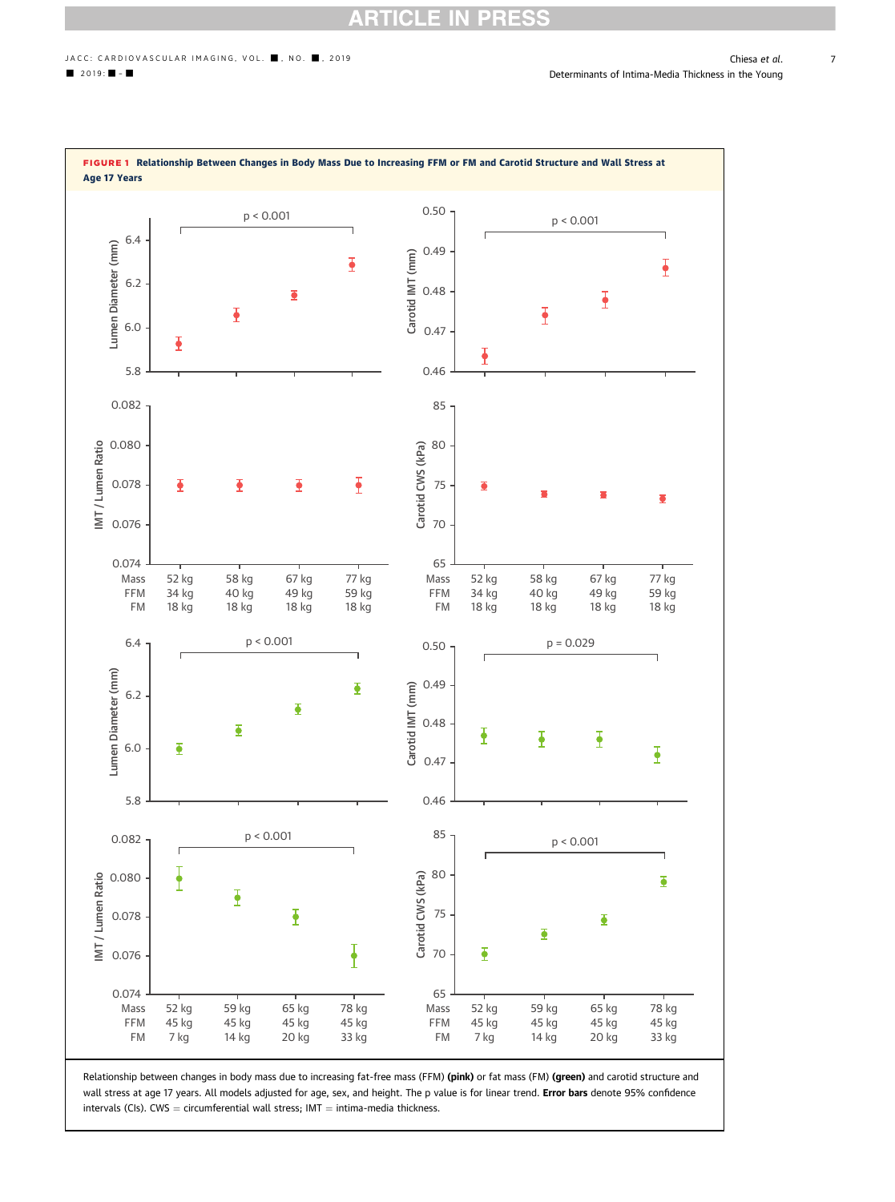**FIGURE 1** Relationship Between Changes in Body Mass Due to Increasing FFM or FM and Carotid Structure and Wall Stress at Age 17 Years

Relationship between changes in body mass due to increasing fat-free mass (FFM) **(pink)** or fat mass (FM) **(green)** and carotid structure and wall stress at age 17 years. All models adjusted for age, sex, and height. The p value is for linear trend. **Error bars** denote 95% confidence intervals (CIs). CWS = circumferential wall stress; IMT = intima-media thickness.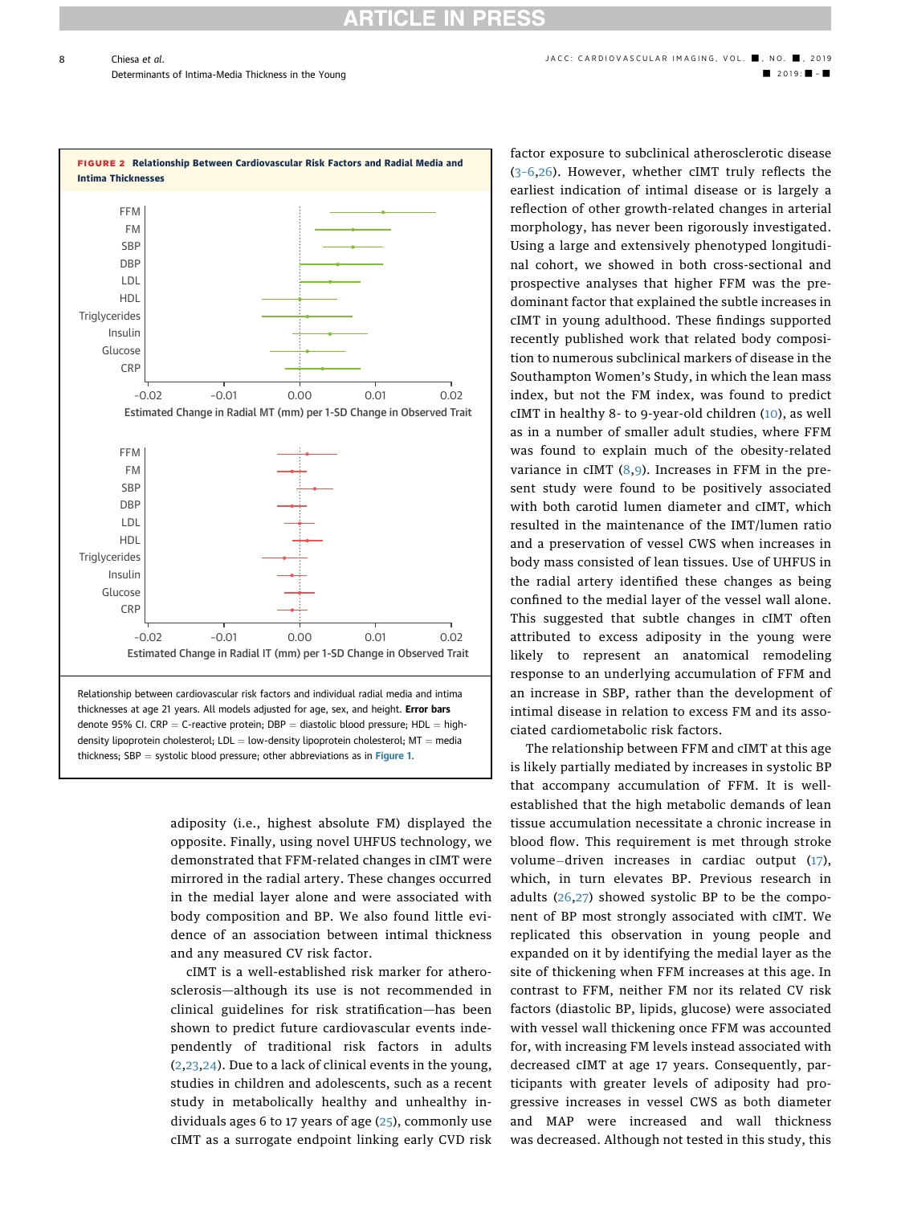**FIGURE 2 Relationship Between Cardiovascular Risk Factors and Radial Media and Intima Thicknesses**

Relationship between cardiovascular risk factors and individual radial media and intima thicknesses at age 21 years. All models adjusted for age, sex, and height. **Error bars** denote 95% CI. CRP = C-reactive protein; DBP = diastolic blood pressure; HDL = high-density lipoprotein cholesterol; LDL = low-density lipoprotein cholesterol; MT = media thickness; SBP = systolic blood pressure; other abbreviations as in Figure 1.

adiposity (i.e., highest absolute FM) displayed the opposite. Finally, using novel UHFUS technology, we demonstrated that FFM-related changes in cIMT were mirrored in the radial artery. These changes occurred in the medial layer alone and were associated with body composition and BP. We also found little evidence of an association between intimal thickness and any measured CV risk factor.

cIMT is a well-established risk marker for atherosclerosis—although its use is not recommended in clinical guidelines for risk stratification—has been shown to predict future cardiovascular events independently of traditional risk factors in adults (2,23,24). Due to a lack of clinical events in the young, studies in children and adolescents, such as a recent study in metabolically healthy and unhealthy individuals ages 6 to 17 years of age (25), commonly use cIMT as a surrogate endpoint linking early CVD risk factor exposure to subclinical atherosclerotic disease (3–6,26). However, whether cIMT truly reflects the earliest indication of intimal disease or is largely a reflection of other growth-related changes in arterial morphology, has never been rigorously investigated. Using a large and extensively phenotyped longitudinal cohort, we showed in both cross-sectional and prospective analyses that higher FFM was the predominant factor that explained the subtle increases in cIMT in young adulthood. These findings supported recently published work that related body composition to numerous subclinical markers of disease in the Southampton Women's Study, in which the lean mass index, but not the FM index, was found to predict cIMT in healthy 8- to 9-year-old children (10), as well as in a number of smaller adult studies, where FFM was found to explain much of the obesity-related variance in cIMT (8,9). Increases in FFM in the present study were found to be positively associated with both carotid lumen diameter and cIMT, which resulted in the maintenance of the IMT/lumen ratio and a preservation of vessel CWS when increases in body mass consisted of lean tissues. Use of UHFUS in the radial artery identified these changes as being confined to the medial layer of the vessel wall alone. This suggested that subtle changes in cIMT often attributed to excess adiposity in the young were likely to represent an anatomical remodeling response to an underlying accumulation of FFM and an increase in SBP, rather than the development of intimal disease in relation to excess FM and its associated cardiometabolic risk factors.

The relationship between FFM and cIMT at this age is likely partially mediated by increases in systolic BP that accompany accumulation of FFM. It is well-established that the high metabolic demands of lean tissue accumulation necessitate a chronic increase in blood flow. This requirement is met through stroke volume–driven increases in cardiac output (17), which, in turn, elevates BP. Previous research in adults (26,27) showed systolic BP to be the component of BP most strongly associated with cIMT. We replicated this observation in young people and expanded on it by identifying the medial layer as the site of thickening when FFM increases at this age. In contrast to FFM, neither FM nor its related CV risk factors (diastolic BP, lipids, glucose) were associated with vessel wall thickening once FFM was accounted for, with increasing FM levels instead associated with decreased cIMT at age 17 years. Consequently, participants with greater levels of adiposity had progressive increases in vessel CWS as both diameter and MAP were increased and wall thickness was decreased. Although not tested in this study, this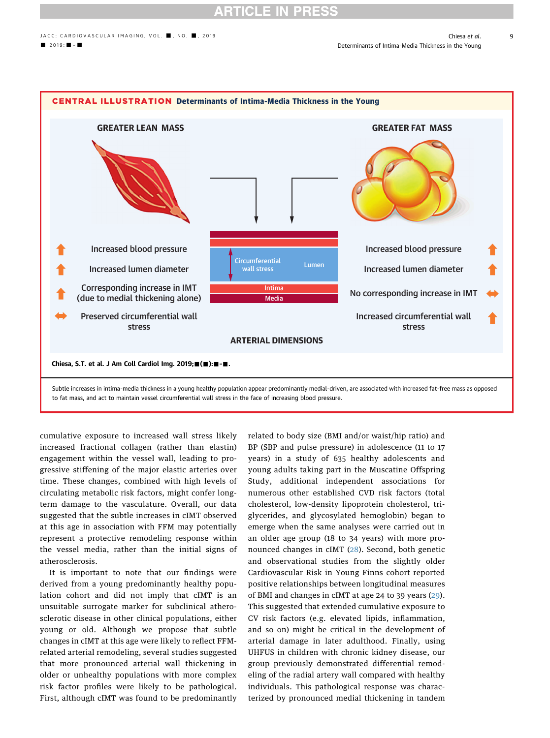**CENTRAL ILLUSTRATION Determinants of Intima-Media Thickness in the Young**

| GREATER LEAN MASS | | GREATER FAT MASS |
|---|---|---|
| Increased blood pressure | | Increased blood pressure |
| Increased lumen diameter | | Increased lumen diameter |
| Corresponding increase in IMT (due to medial thickening alone) | | No corresponding increase in IMT |
| Preserved circumferential wall stress | | Increased circumferential wall stress |

ARTERIAL DIMENSIONS

Chiesa, S.T. et al. J Am Coll Cardiol Img. 2019;■(■):■–■.

Subtle increases in intima-media thickness in a young healthy population appear predominantly medial-driven, are associated with increased fat-free mass as opposed to fat mass, and act to maintain vessel circumferential wall stress in the face of increasing blood pressure.

cumulative exposure to increased wall stress likely increased fractional collagen (rather than elastin) engagement within the vessel wall, leading to progressive stiffening of the major elastic arteries over time. These changes, combined with high levels of circulating metabolic risk factors, might confer long-term damage to the vasculature. Overall, our data suggested that the subtle increases in cIMT observed at this age in association with FFM may potentially represent a protective remodeling response within the vessel media, rather than the initial signs of atherosclerosis.

It is important to note that our findings were derived from a young predominantly healthy population cohort and did not imply that cIMT is an unsuitable surrogate marker for subclinical atherosclerotic disease in other clinical populations, either young or old. Although we propose that subtle changes in cIMT at this age were likely to reflect FFM-related arterial remodeling, several studies suggested that more pronounced arterial wall thickening in older or unhealthy populations with more complex risk factor profiles were likely to be pathological. First, although cIMT was found to be predominantly related to body size (BMI and/or waist/hip ratio) and BP (SBP and pulse pressure) in adolescence (11 to 17 years) in a study of 635 healthy adolescents and young adults taking part in the Muscatine Offspring Study, additional independent associations for numerous other established CVD risk factors (total cholesterol, low-density lipoprotein cholesterol, triglycerides, and glycosylated hemoglobin) began to emerge when the same analyses were carried out in an older age group (18 to 34 years) with more pronounced changes in cIMT (28). Second, both genetic and observational studies from the slightly older Cardiovascular Risk in Young Finns cohort reported positive relationships between longitudinal measures of BMI and changes in cIMT at age 24 to 39 years (29). This suggested that extended cumulative exposure to CV risk factors (e.g. elevated lipids, inflammation, and so on) might be critical in the development of arterial damage in later adulthood. Finally, using UHFUS in children with chronic kidney disease, our group previously demonstrated differential remodeling of the radial artery wall compared with healthy individuals. This pathological response was characterized by pronounced medial thickening in tandem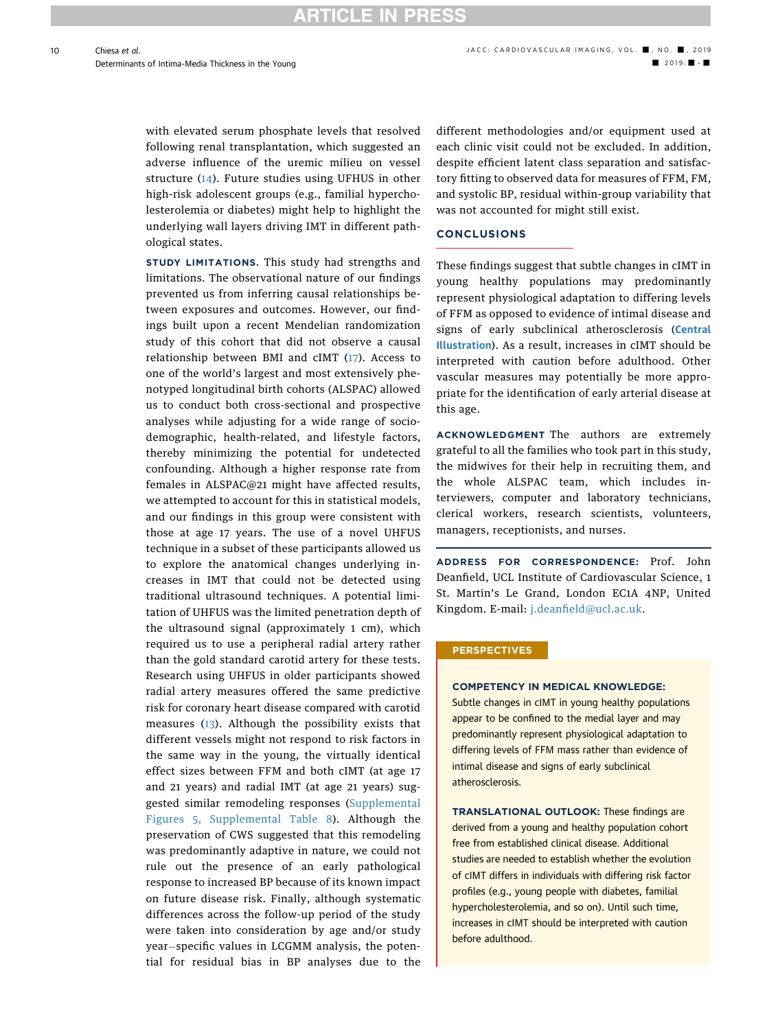with elevated serum phosphate levels that resolved following renal transplantation, which suggested an adverse influence of the uremic milieu on vessel structure (14). Future studies using UFHUS in other high-risk adolescent groups (e.g., familial hypercholesterolemia or diabetes) might help to highlight the underlying wall layers driving IMT in different pathological states.

**STUDY LIMITATIONS.** This study had strengths and limitations. The observational nature of our findings prevented us from inferring causal relationships between exposures and outcomes. However, our findings built upon a recent Mendelian randomization study of this cohort that did not observe a causal relationship between BMI and cIMT (17). Access to one of the world's largest and most extensively phenotyped longitudinal birth cohorts (ALSPAC) allowed us to conduct both cross-sectional and prospective analyses while adjusting for a wide range of sociodemographic, health-related, and lifestyle factors, thereby minimizing the potential for undetected confounding. Although a higher response rate from females in ALSPAC@21 might have affected results, we attempted to account for this in statistical models, and our findings in this group were consistent with those at age 17 years. The use of a novel UHFUS technique in a subset of these participants allowed us to explore the anatomical changes underlying increases in IMT that could not be detected using traditional ultrasound techniques. A potential limitation of UHFUS was the limited penetration depth of the ultrasound signal (approximately 1 cm), which required us to use a peripheral radial artery rather than the gold standard carotid artery for these tests. Research using UHFUS in older participants showed radial artery measures offered the same predictive risk for coronary heart disease compared with carotid measures (13). Although the possibility exists that different vessels might not respond to risk factors in the same way in the young, the virtually identical effect sizes between FFM and both cIMT (at age 17 and 21 years) and radial IMT (at age 21 years) suggested similar remodeling responses (Supplemental Figures 5, Supplemental Table 8). Although the preservation of CWS suggested that this remodeling was predominantly adaptive in nature, we could not rule out the presence of an early pathological response to increased BP because of its known impact on future disease risk. Finally, although systematic differences across the follow-up period of the study were taken into consideration by age and/or study year–specific values in LCGMM analysis, the potential for residual bias in BP analyses due to the different methodologies and/or equipment used at each clinic visit could not be excluded. In addition, despite efficient latent class separation and satisfactory fitting to observed data for measures of FFM, FM, and systolic BP, residual within-group variability that was not accounted for might still exist.

## CONCLUSIONS

These findings suggest that subtle changes in cIMT in young healthy populations may predominantly represent physiological adaptation to differing levels of FFM as opposed to evidence of intimal disease and signs of early subclinical atherosclerosis (Central Illustration). As a result, increases in cIMT should be interpreted with caution before adulthood. Other vascular measures may potentially be more appropriate for the identification of early arterial disease at this age.

**ACKNOWLEDGMENT** The authors are extremely grateful to all the families who took part in this study, the midwives for their help in recruiting them, and the whole ALSPAC team, which includes interviewers, computer and laboratory technicians, clerical workers, research scientists, volunteers, managers, receptionists, and nurses.

**ADDRESS FOR CORRESPONDENCE:** Prof. John Deanfield, UCL Institute of Cardiovascular Science, 1 St. Martin's Le Grand, London EC1A 4NP, United Kingdom. E-mail: j.deanfield@ucl.ac.uk.

## PERSPECTIVES

**COMPETENCY IN MEDICAL KNOWLEDGE:** Subtle changes in cIMT in young healthy populations appear to be confined to the medial layer and may predominantly represent physiological adaptation to differing levels of FFM mass rather than evidence of intimal disease and signs of early subclinical atherosclerosis.

**TRANSLATIONAL OUTLOOK:** These findings are derived from a young and healthy population cohort free from established clinical disease. Additional studies are needed to establish whether the evolution of cIMT differs in individuals with differing risk factor profiles (e.g., young people with diabetes, familial hypercholesterolemia, and so on). Until such time, increases in cIMT should be interpreted with caution before adulthood.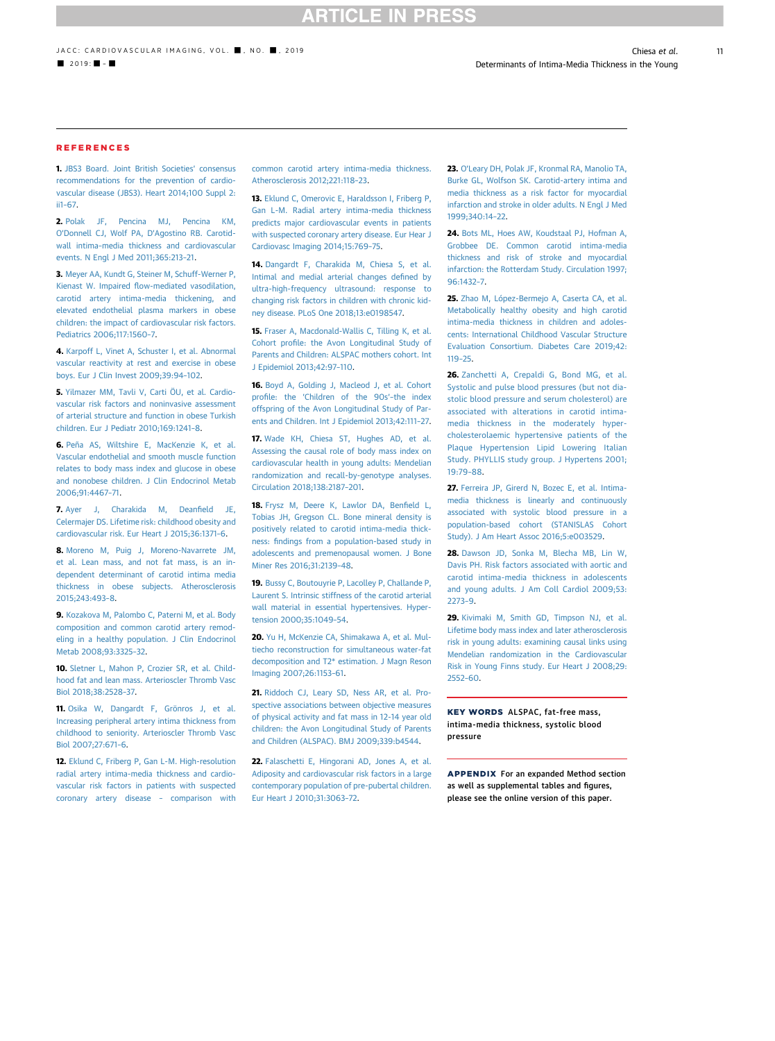## REFERENCES

1. JBS3 Board. Joint British Societies' consensus recommendations for the prevention of cardiovascular disease (JBS3). Heart 2014;100 Suppl 2:ii1–67.

2. Polak JF, Pencina MJ, Pencina KM, O'Donnell CJ, Wolf PA, D'Agostino RB. Carotid-wall intima-media thickness and cardiovascular events. N Engl J Med 2011;365:213–21.

3. Meyer AA, Kundt G, Steiner M, Schuff-Werner P, Kienast W. Impaired flow-mediated vasodilation, carotid artery intima-media thickening, and elevated endothelial plasma markers in obese children: the impact of cardiovascular risk factors. Pediatrics 2006;117:1560–7.

4. Karpoff L, Vinet A, Schuster I, et al. Abnormal vascular reactivity at rest and exercise in obese boys. Eur J Clin Invest 2009;39:94–102.

5. Yilmazer MM, Tavli V, Carti ÖU, et al. Cardiovascular risk factors and noninvasive assessment of arterial structure and function in obese Turkish children. Eur J Pediatr 2010;169:1241–8.

6. Peña AS, Wiltshire E, MacKenzie K, et al. Vascular endothelial and smooth muscle function relates to body mass index and glucose in obese and nonobese children. J Clin Endocrinol Metab 2006;91:4467–71.

7. Ayer J, Charakida M, Deanfield JE, Celermajer DS. Lifetime risk: childhood obesity and cardiovascular risk. Eur Heart J 2015;36:1371–6.

8. Moreno M, Puig J, Moreno-Navarrete JM, et al. Lean mass, and not fat mass, is an independent determinant of carotid intima media thickness in obese subjects. Atherosclerosis 2015;243:493–8.

9. Kozakova M, Palombo C, Paterni M, et al. Body composition and common carotid artery remodeling in a healthy population. J Clin Endocrinol Metab 2008;93:3325–32.

10. Sletner L, Mahon P, Crozier SR, et al. Childhood fat and lean mass. Arterioscler Thromb Vasc Biol 2018;38:2528–37.

11. Osika W, Dangardt F, Grönros J, et al. Increasing peripheral artery intima thickness from childhood to seniority. Arterioscler Thromb Vasc Biol 2007;27:671–6.

12. Eklund C, Friberg P, Gan L-M. High-resolution radial artery intima-media thickness and cardiovascular risk factors in patients with suspected coronary artery disease – comparison with common carotid artery intima-media thickness. Atherosclerosis 2012;221:118–23.

13. Eklund C, Omerovic E, Haraldsson I, Friberg P, Gan L-M. Radial artery intima-media thickness predicts major cardiovascular events in patients with suspected coronary artery disease. Eur Heart J Cardiovasc Imaging 2014;15:769–75.

14. Dangardt F, Charakida M, Chiesa S, et al. Intimal and medial arterial changes defined by ultra-high-frequency ultrasound: response to changing risk factors in children with chronic kidney disease. PLoS One 2018;13:e0198547.

15. Fraser A, Macdonald-Wallis C, Tilling K, et al. Cohort profile: the Avon Longitudinal Study of Parents and Children: ALSPAC mothers cohort. Int J Epidemiol 2013;42:97–110.

16. Boyd A, Golding J, Macleod J, et al. Cohort profile: the 'Children of the 90s'–the index offspring of the Avon Longitudinal Study of Parents and Children. Int J Epidemiol 2013;42:111–27.

17. Wade KH, Chiesa ST, Hughes AD, et al. Assessing the causal role of body mass index on cardiovascular health in young adults: Mendelian randomization and recall-by-genotype analyses. Circulation 2018;138:2187–201.

18. Frysz M, Deere K, Lawlor DA, Benfield L, Tobias JH, Gregson CL. Bone mineral density is positively related to carotid intima-media thickness: findings from a population-based study in adolescents and premenopausal women. J Bone Miner Res 2016;31:2139–48.

19. Bussy C, Boutouyrie P, Lacolley P, Challande P, Laurent S. Intrinsic stiffness of the carotid arterial wall material in essential hypertensives. Hypertension 2000;35:1049–54.

20. Yu H, McKenzie CA, Shimakawa A, et al. Multiecho reconstruction for simultaneous water-fat decomposition and T2* estimation. J Magn Reson Imaging 2007;26:1153–61.

21. Riddoch CJ, Leary SD, Ness AR, et al. Prospective associations between objective measures of physical activity and fat mass in 12-14 year old children: the Avon Longitudinal Study of Parents and Children (ALSPAC). BMJ 2009;339:b4544.

22. Falaschetti E, Hingorani AD, Jones A, et al. Adiposity and cardiovascular risk factors in a large contemporary population of pre-pubertal children. Eur Heart J 2010;31:3063–72.

23. O'Leary DH, Polak JF, Kronmal RA, Manolio TA, Burke GL, Wolfson SK. Carotid-artery intima and media thickness as a risk factor for myocardial infarction and stroke in older adults. N Engl J Med 1999;340:14–22.

24. Bots ML, Hoes AW, Koudstaal PJ, Hofman A, Grobbee DE. Common carotid intima-media thickness and risk of stroke and myocardial infarction: the Rotterdam Study. Circulation 1997;96:1432–7.

25. Zhao M, López-Bermejo A, Caserta CA, et al. Metabolically healthy obesity and high carotid intima-media thickness in children and adolescents: International Childhood Vascular Structure Evaluation Consortium. Diabetes Care 2019;42:119–25.

26. Zanchetti A, Crepaldi G, Bond MG, et al. Systolic and pulse blood pressures (but not diastolic blood pressure and serum cholesterol) are associated with alterations in carotid intima-media thickness in the moderately hypercholesterolaemic hypertensive patients of the Plaque Hypertension Lipid Lowering Italian Study. PHYLLIS study group. J Hypertens 2001;19:79–88.

27. Ferreira JP, Girerd N, Bozec E, et al. Intima-media thickness is linearly and continuously associated with systolic blood pressure in a population-based cohort (STANISLAS Cohort Study). J Am Heart Assoc 2016;5:e003529.

28. Dawson JD, Sonka M, Blecha MB, Lin W, Davis PH. Risk factors associated with aortic and carotid intima-media thickness in adolescents and young adults. J Am Coll Cardiol 2009;53:2273–9.

29. Kivimaki M, Smith GD, Timpson NJ, et al. Lifetime body mass index and later atherosclerosis risk in young adults: examining causal links using Mendelian randomization in the Cardiovascular Risk in Young Finns study. Eur Heart J 2008;29:2552–60.

**KEY WORDS** ALSPAC, fat-free mass, intima-media thickness, systolic blood pressure

**APPENDIX** For an expanded Method section as well as supplemental tables and figures, please see the online version of this paper.